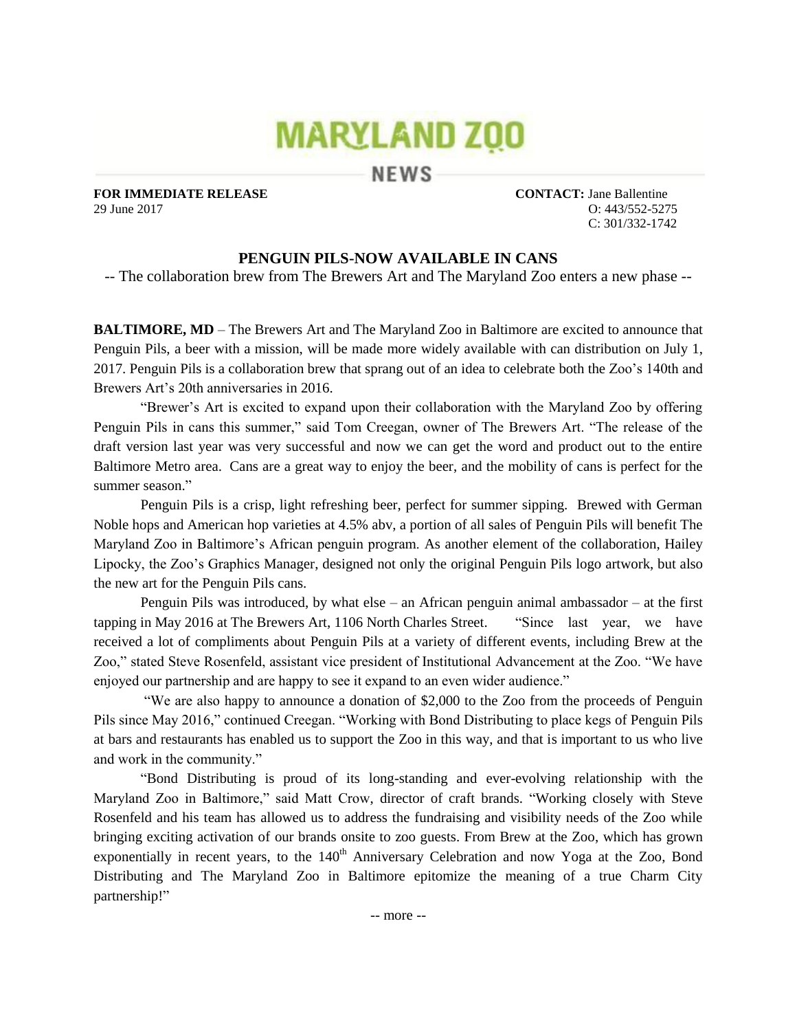# MARYLAND ZOO

## NEWS

**FOR IMMEDIATE RELEASE**
29 June 2017

**CONTACT:** Jane Ballentine
O: 443/552-5275
C: 301/332-1742

## PENGUIN PILS-NOW AVAILABLE IN CANS

-- The collaboration brew from The Brewers Art and The Maryland Zoo enters a new phase --

**BALTIMORE, MD** – The Brewers Art and The Maryland Zoo in Baltimore are excited to announce that Penguin Pils, a beer with a mission, will be made more widely available with can distribution on July 1, 2017. Penguin Pils is a collaboration brew that sprang out of an idea to celebrate both the Zoo's 140th and Brewers Art's 20th anniversaries in 2016.

"Brewer's Art is excited to expand upon their collaboration with the Maryland Zoo by offering Penguin Pils in cans this summer," said Tom Creegan, owner of The Brewers Art. "The release of the draft version last year was very successful and now we can get the word and product out to the entire Baltimore Metro area. Cans are a great way to enjoy the beer, and the mobility of cans is perfect for the summer season."

Penguin Pils is a crisp, light refreshing beer, perfect for summer sipping. Brewed with German Noble hops and American hop varieties at 4.5% abv, a portion of all sales of Penguin Pils will benefit The Maryland Zoo in Baltimore's African penguin program. As another element of the collaboration, Hailey Lipocky, the Zoo's Graphics Manager, designed not only the original Penguin Pils logo artwork, but also the new art for the Penguin Pils cans.

Penguin Pils was introduced, by what else – an African penguin animal ambassador – at the first tapping in May 2016 at The Brewers Art, 1106 North Charles Street. "Since last year, we have received a lot of compliments about Penguin Pils at a variety of different events, including Brew at the Zoo," stated Steve Rosenfeld, assistant vice president of Institutional Advancement at the Zoo. "We have enjoyed our partnership and are happy to see it expand to an even wider audience."

"We are also happy to announce a donation of $2,000 to the Zoo from the proceeds of Penguin Pils since May 2016," continued Creegan. "Working with Bond Distributing to place kegs of Penguin Pils at bars and restaurants has enabled us to support the Zoo in this way, and that is important to us who live and work in the community."

"Bond Distributing is proud of its long-standing and ever-evolving relationship with the Maryland Zoo in Baltimore," said Matt Crow, director of craft brands. "Working closely with Steve Rosenfeld and his team has allowed us to address the fundraising and visibility needs of the Zoo while bringing exciting activation of our brands onsite to zoo guests. From Brew at the Zoo, which has grown exponentially in recent years, to the 140th Anniversary Celebration and now Yoga at the Zoo, Bond Distributing and The Maryland Zoo in Baltimore epitomize the meaning of a true Charm City partnership!"

-- more --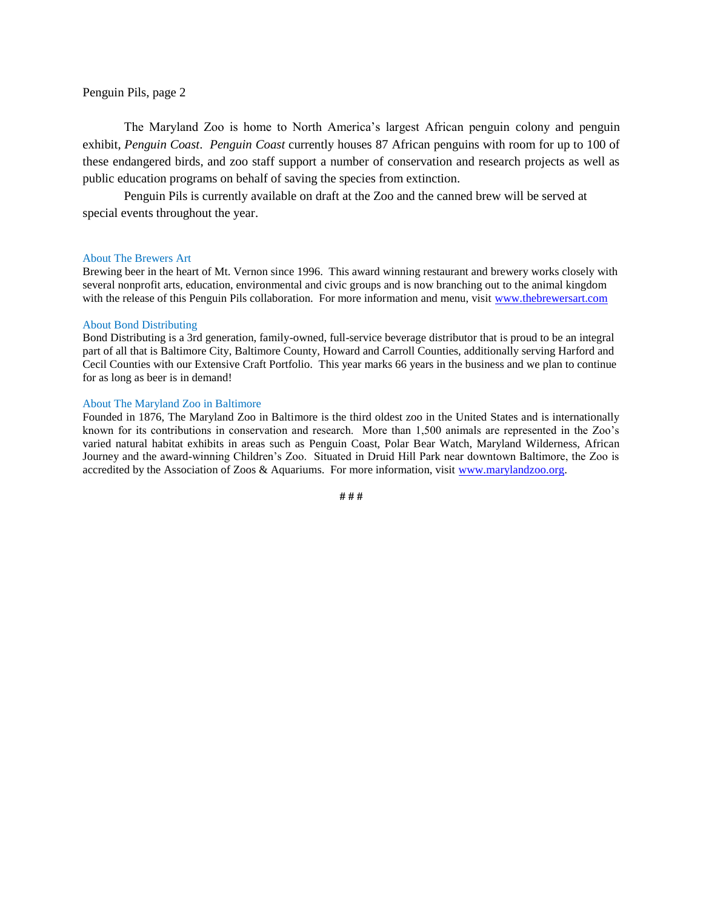The Maryland Zoo is home to North America's largest African penguin colony and penguin exhibit, *Penguin Coast*. *Penguin Coast* currently houses 87 African penguins with room for up to 100 of these endangered birds, and zoo staff support a number of conservation and research projects as well as public education programs on behalf of saving the species from extinction.

Penguin Pils is currently available on draft at the Zoo and the canned brew will be served at special events throughout the year.

### About The Brewers Art

Brewing beer in the heart of Mt. Vernon since 1996. This award winning restaurant and brewery works closely with several nonprofit arts, education, environmental and civic groups and is now branching out to the animal kingdom with the release of this Penguin Pils collaboration. For more information and menu, visit [www.thebrewersart.com](http://www.thebrewersart.com)

### About Bond Distributing

Bond Distributing is a 3rd generation, family-owned, full-service beverage distributor that is proud to be an integral part of all that is Baltimore City, Baltimore County, Howard and Carroll Counties, additionally serving Harford and Cecil Counties with our Extensive Craft Portfolio. This year marks 66 years in the business and we plan to continue for as long as beer is in demand!

### About The Maryland Zoo in Baltimore

Founded in 1876, The Maryland Zoo in Baltimore is the third oldest zoo in the United States and is internationally known for its contributions in conservation and research. More than 1,500 animals are represented in the Zoo's varied natural habitat exhibits in areas such as Penguin Coast, Polar Bear Watch, Maryland Wilderness, African Journey and the award-winning Children's Zoo. Situated in Druid Hill Park near downtown Baltimore, the Zoo is accredited by the Association of Zoos & Aquariums. For more information, visit [www.marylandzoo.org](http://www.marylandzoo.org).

# # #